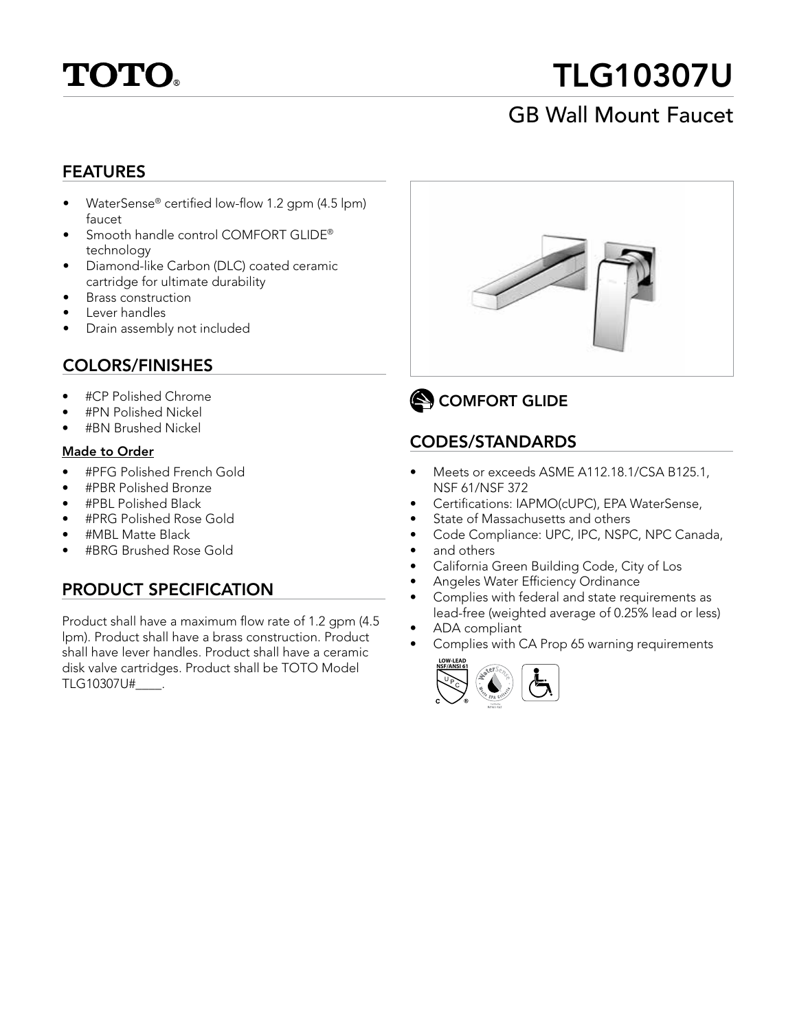# TOTO®

# TLG10307U

## GB Wall Mount Faucet

## FEATURES

- WaterSense® certified low-flow 1.2 gpm (4.5 lpm) faucet
- Smooth handle control COMFORT GLIDE® technology
- Diamond-like Carbon (DLC) coated ceramic cartridge for ultimate durability
- Brass construction
- Lever handles
- Drain assembly not included

## COLORS/FINISHES

- #CP Polished Chrome
- #PN Polished Nickel
- #BN Brushed Nickel

**Made to Order**

- #PFG Polished French Gold
- #PBR Polished Bronze
- #PBL Polished Black
- #PRG Polished Rose Gold
- #MBL Matte Black
- #BRG Brushed Rose Gold

## PRODUCT SPECIFICATION

Product shall have a maximum flow rate of 1.2 gpm (4.5 lpm). Product shall have a brass construction. Product shall have lever handles. Product shall have a ceramic disk valve cartridges. Product shall be TOTO Model TLG10307U#____.

## COMFORT GLIDE

## CODES/STANDARDS

- Meets or exceeds ASME A112.18.1/CSA B125.1, NSF 61/NSF 372
- Certifications: IAPMO(cUPC), EPA WaterSense,
- State of Massachusetts and others
- Code Compliance: UPC, IPC, NSPC, NPC Canada,
- and others
- California Green Building Code, City of Los
- Angeles Water Efficiency Ordinance
- Complies with federal and state requirements as lead-free (weighted average of 0.25% lead or less)
- ADA compliant
- Complies with CA Prop 65 warning requirements

LOW-LEAD NSF/ANSI 61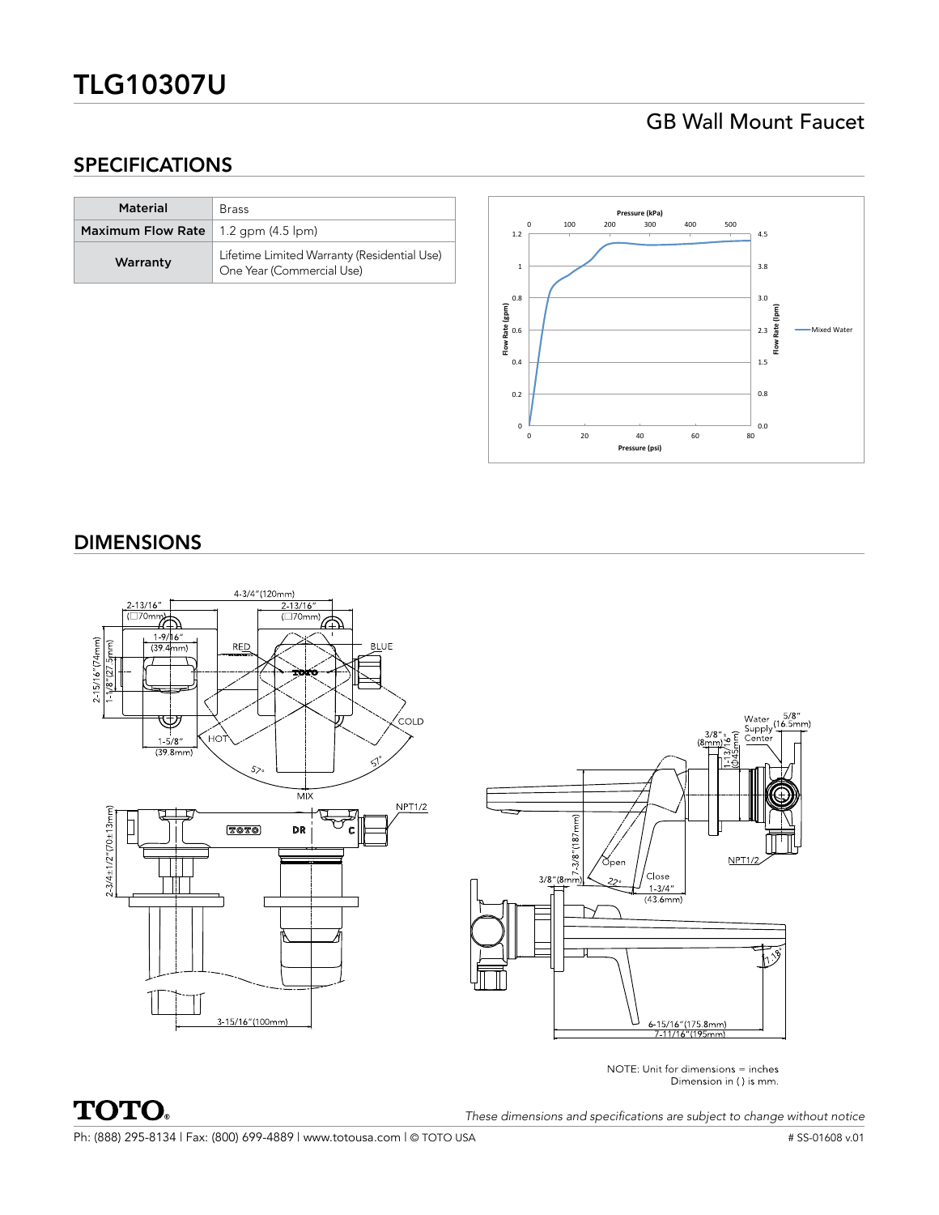# TLG10307U

## GB Wall Mount Faucet

## SPECIFICATIONS

| | |
|---|---|
| **Material** | Brass |
| **Maximum Flow Rate** | 1.2 gpm (4.5 lpm) |
| **Warranty** | Lifetime Limited Warranty (Residential Use)<br>One Year (Commercial Use) |

Pressure (kPa)

0 100 200 300 400 500

Flow Rate (gpm)

1.2 1 0.8 0.6 0.4 0.2 0

Flow Rate (lpm)

4.5 3.8 3.0 2.3 1.5 0.8 0.0

Mixed Water

0 20 40 60 80

Pressure (psi)

## DIMENSIONS

4-3/4"(120mm)

2-13/16" (□70mm)

2-13/16" (□70mm)

1-9/16" (39.4mm)

2-15/16"(74mm)

1-1/8"(27.5mm)

RED

BLUE

COLD

HOT

1-5/8" (39.8mm)

57°

57°

MIX

NPT1/2

2-3/4±1/2"(70±13mm)

DR

C

3-15/16"(100mm)

Water Supply Center

5/8" (16.5mm)

3/8" (8mm)

1-13/16" (Ø45mm)

7-3/8"(187mm)

Open

Close

22°

1-3/4" (43.6mm)

3/8"(8mm)

NPT1/2

7.18°

6-15/16"(175.8mm)

7-11/16"(195mm)

NOTE: Unit for dimensions = inches
Dimension in ( ) is mm.

TOTO®

*These dimensions and specifications are subject to change without notice*

Ph: (888) 295-8134 | Fax: (800) 699-4889 | www.totousa.com | © TOTO USA

# SS-01608 v.01